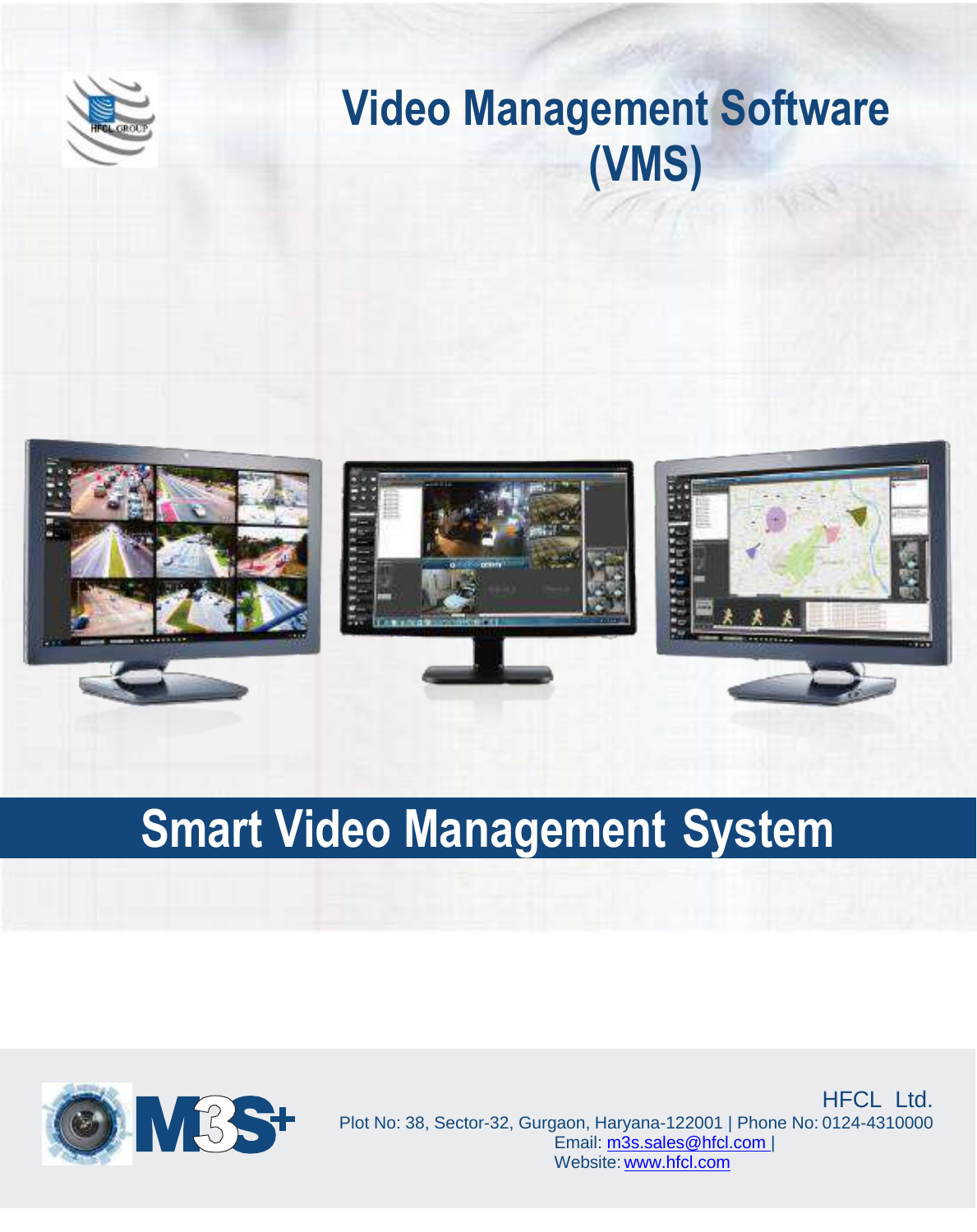# Video Management Software (VMS)

## Smart Video Management System

HFCL Ltd.

Plot No: 38, Sector-32, Gurgaon, Haryana-122001 | Phone No: 0124-4310000

Email: m3s.sales@hfcl.com |

Website: www.hfcl.com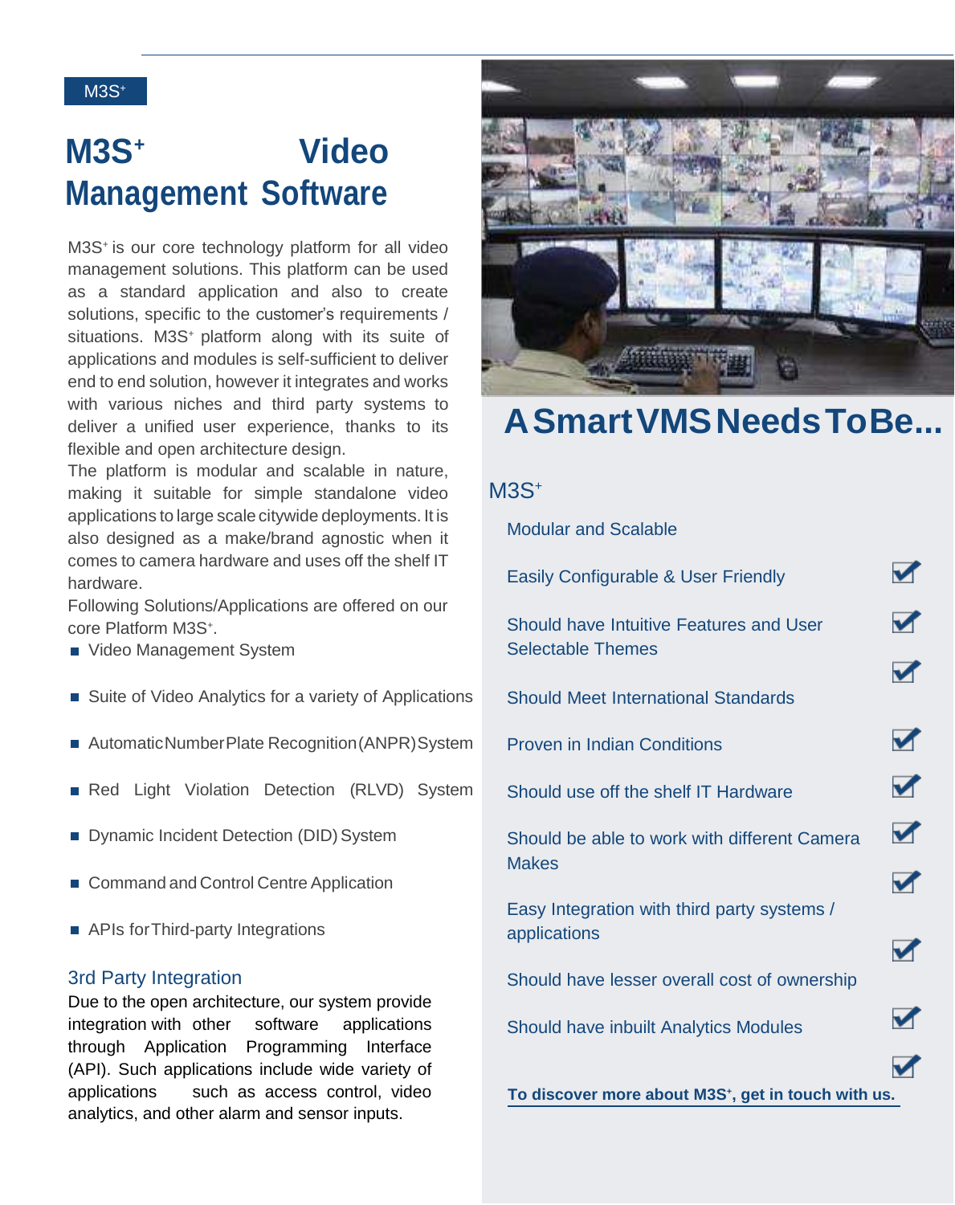M3S⁺

# M3S⁺ Video Management Software

M3S⁺ is our core technology platform for all video management solutions. This platform can be used as a standard application and also to create solutions, specific to the customer's requirements / situations. M3S⁺ platform along with its suite of applications and modules is self-sufficient to deliver end to end solution, however it integrates and works with various niches and third party systems to deliver a unified user experience, thanks to its flexible and open architecture design.

The platform is modular and scalable in nature, making it suitable for simple standalone video applications to large scale citywide deployments. It is also designed as a make/brand agnostic when it comes to camera hardware and uses off the shelf IT hardware.

Following Solutions/Applications are offered on our core Platform M3S⁺.

- Video Management System
- Suite of Video Analytics for a variety of Applications
- Automatic Number Plate Recognition (ANPR) System
- Red Light Violation Detection (RLVD) System
- Dynamic Incident Detection (DID) System
- Command and Control Centre Application
- APIs for Third-party Integrations

### 3rd Party Integration

Due to the open architecture, our system provide integration with other software applications through Application Programming Interface (API). Such applications include wide variety of applications such as access control, video analytics, and other alarm and sensor inputs.

## A Smart VMS Needs To Be...

M3S⁺

- Modular and Scalable ☑
- Easily Configurable & User Friendly ☑
- Should have Intuitive Features and User Selectable Themes ☑
- Should Meet International Standards ☑
- Proven in Indian Conditions ☑
- Should use off the shelf IT Hardware ☑
- Should be able to work with different Camera Makes ☑
- Easy Integration with third party systems / applications ☑
- Should have lesser overall cost of ownership ☑
- Should have inbuilt Analytics Modules ☑

**To discover more about M3S⁺, get in touch with us.**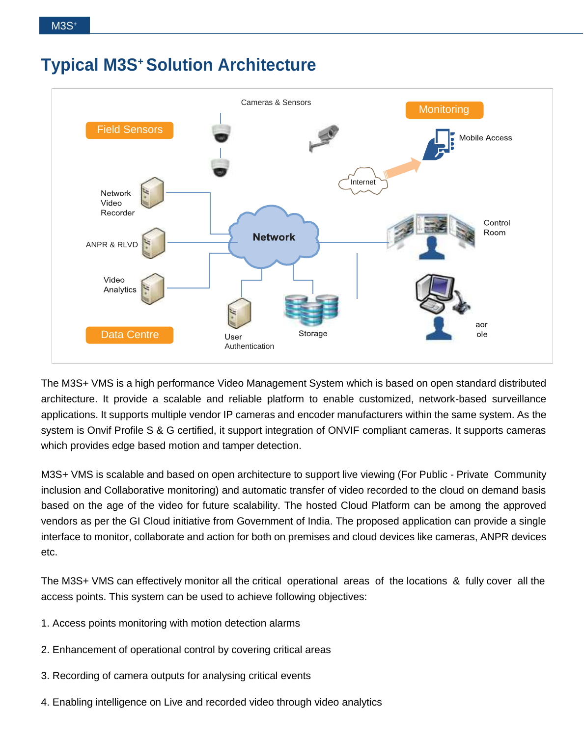# Typical M3S+ Solution Architecture

Cameras & Sensors

Field Sensors

Monitoring

Mobile Access

Internet

Network Video Recorder

ANPR & RLVD

Network

Control Room

Video Analytics

Data Centre

User Authentication

Storage

aor ole

The M3S+ VMS is a high performance Video Management System which is based on open standard distributed architecture. It provide a scalable and reliable platform to enable customized, network-based surveillance applications. It supports multiple vendor IP cameras and encoder manufacturers within the same system. As the system is Onvif Profile S & G certified, it support integration of ONVIF compliant cameras. It supports cameras which provides edge based motion and tamper detection.

M3S+ VMS is scalable and based on open architecture to support live viewing (For Public - Private Community inclusion and Collaborative monitoring) and automatic transfer of video recorded to the cloud on demand basis based on the age of the video for future scalability. The hosted Cloud Platform can be among the approved vendors as per the GI Cloud initiative from Government of India. The proposed application can provide a single interface to monitor, collaborate and action for both on premises and cloud devices like cameras, ANPR devices etc.

The M3S+ VMS can effectively monitor all the critical operational areas of the locations & fully cover all the access points. This system can be used to achieve following objectives:

1. Access points monitoring with motion detection alarms

2. Enhancement of operational control by covering critical areas

3. Recording of camera outputs for analysing critical events

4. Enabling intelligence on Live and recorded video through video analytics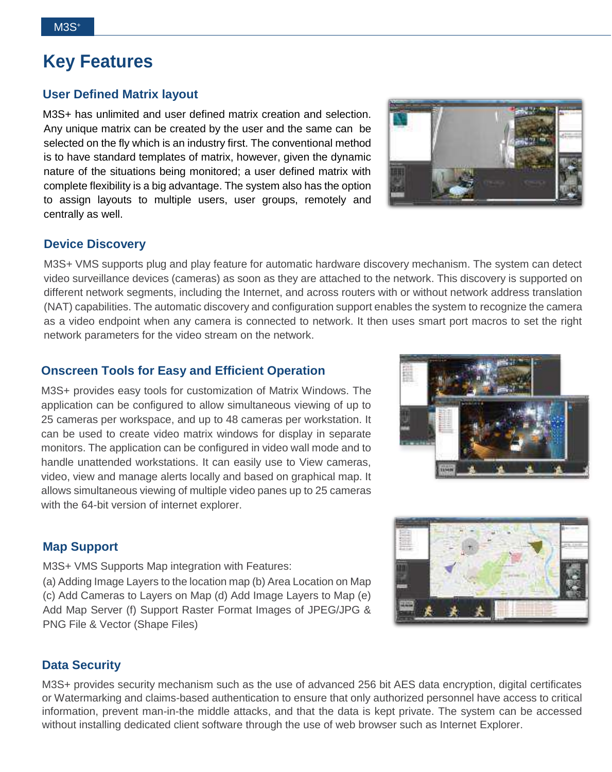# Key Features

## User Defined Matrix layout

M3S+ has unlimited and user defined matrix creation and selection. Any unique matrix can be created by the user and the same can be selected on the fly which is an industry first. The conventional method is to have standard templates of matrix, however, given the dynamic nature of the situations being monitored; a user defined matrix with complete flexibility is a big advantage. The system also has the option to assign layouts to multiple users, user groups, remotely and centrally as well.

## Device Discovery

M3S+ VMS supports plug and play feature for automatic hardware discovery mechanism. The system can detect video surveillance devices (cameras) as soon as they are attached to the network. This discovery is supported on different network segments, including the Internet, and across routers with or without network address translation (NAT) capabilities. The automatic discovery and configuration support enables the system to recognize the camera as a video endpoint when any camera is connected to network. It then uses smart port macros to set the right network parameters for the video stream on the network.

## Onscreen Tools for Easy and Efficient Operation

M3S+ provides easy tools for customization of Matrix Windows. The application can be configured to allow simultaneous viewing of up to 25 cameras per workspace, and up to 48 cameras per workstation. It can be used to create video matrix windows for display in separate monitors. The application can be configured in video wall mode and to handle unattended workstations. It can easily use to View cameras, video, view and manage alerts locally and based on graphical map. It allows simultaneous viewing of multiple video panes up to 25 cameras with the 64-bit version of internet explorer.

## Map Support

M3S+ VMS Supports Map integration with Features:

(a) Adding Image Layers to the location map (b) Area Location on Map (c) Add Cameras to Layers on Map (d) Add Image Layers to Map (e) Add Map Server (f) Support Raster Format Images of JPEG/JPG & PNG File & Vector (Shape Files)

## Data Security

M3S+ provides security mechanism such as the use of advanced 256 bit AES data encryption, digital certificates or Watermarking and claims-based authentication to ensure that only authorized personnel have access to critical information, prevent man-in-the middle attacks, and that the data is kept private. The system can be accessed without installing dedicated client software through the use of web browser such as Internet Explorer.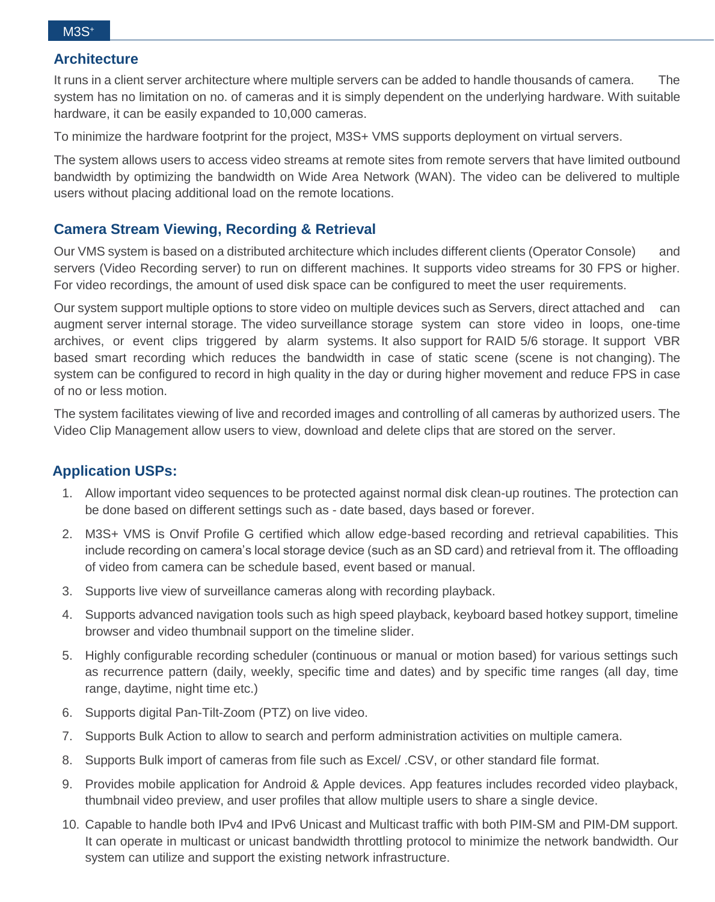## Architecture

It runs in a client server architecture where multiple servers can be added to handle thousands of camera. The system has no limitation on no. of cameras and it is simply dependent on the underlying hardware. With suitable hardware, it can be easily expanded to 10,000 cameras.

To minimize the hardware footprint for the project, M3S+ VMS supports deployment on virtual servers.

The system allows users to access video streams at remote sites from remote servers that have limited outbound bandwidth by optimizing the bandwidth on Wide Area Network (WAN). The video can be delivered to multiple users without placing additional load on the remote locations.

## Camera Stream Viewing, Recording & Retrieval

Our VMS system is based on a distributed architecture which includes different clients (Operator Console) and servers (Video Recording server) to run on different machines. It supports video streams for 30 FPS or higher. For video recordings, the amount of used disk space can be configured to meet the user requirements.

Our system support multiple options to store video on multiple devices such as Servers, direct attached and can augment server internal storage. The video surveillance storage system can store video in loops, one-time archives, or event clips triggered by alarm systems. It also support for RAID 5/6 storage. It support VBR based smart recording which reduces the bandwidth in case of static scene (scene is not changing). The system can be configured to record in high quality in the day or during higher movement and reduce FPS in case of no or less motion.

The system facilitates viewing of live and recorded images and controlling of all cameras by authorized users. The Video Clip Management allow users to view, download and delete clips that are stored on the server.

## Application USPs:

1. Allow important video sequences to be protected against normal disk clean-up routines. The protection can be done based on different settings such as - date based, days based or forever.
2. M3S+ VMS is Onvif Profile G certified which allow edge-based recording and retrieval capabilities. This include recording on camera's local storage device (such as an SD card) and retrieval from it. The offloading of video from camera can be schedule based, event based or manual.
3. Supports live view of surveillance cameras along with recording playback.
4. Supports advanced navigation tools such as high speed playback, keyboard based hotkey support, timeline browser and video thumbnail support on the timeline slider.
5. Highly configurable recording scheduler (continuous or manual or motion based) for various settings such as recurrence pattern (daily, weekly, specific time and dates) and by specific time ranges (all day, time range, daytime, night time etc.)
6. Supports digital Pan-Tilt-Zoom (PTZ) on live video.
7. Supports Bulk Action to allow to search and perform administration activities on multiple camera.
8. Supports Bulk import of cameras from file such as Excel/ .CSV, or other standard file format.
9. Provides mobile application for Android & Apple devices. App features includes recorded video playback, thumbnail video preview, and user profiles that allow multiple users to share a single device.
10. Capable to handle both IPv4 and IPv6 Unicast and Multicast traffic with both PIM-SM and PIM-DM support. It can operate in multicast or unicast bandwidth throttling protocol to minimize the network bandwidth. Our system can utilize and support the existing network infrastructure.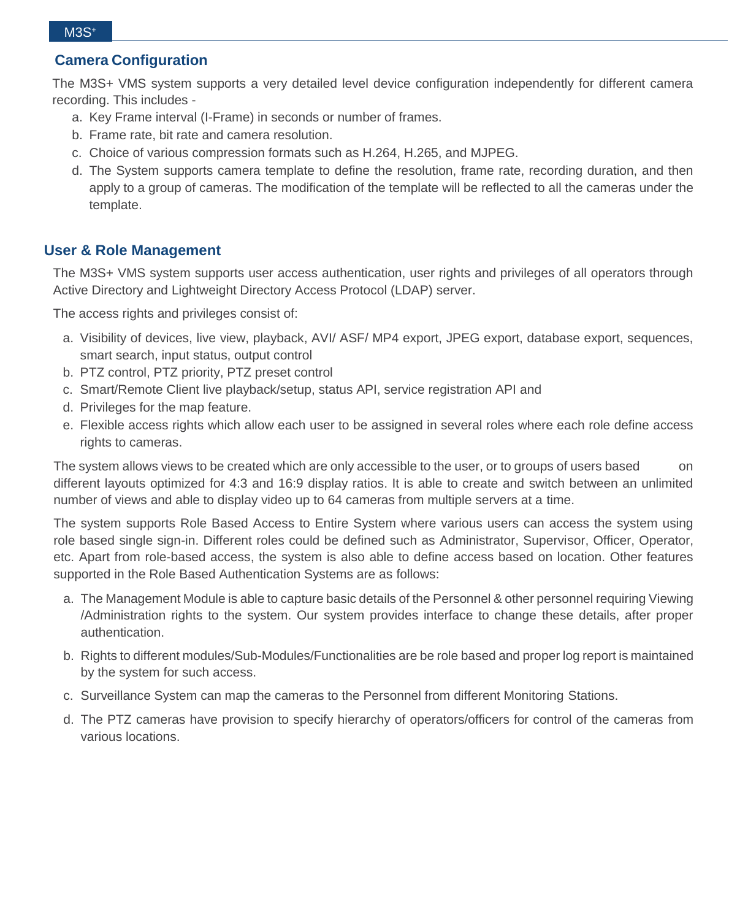## Camera Configuration

The M3S+ VMS system supports a very detailed level device configuration independently for different camera recording. This includes -

a. Key Frame interval (I-Frame) in seconds or number of frames.
b. Frame rate, bit rate and camera resolution.
c. Choice of various compression formats such as H.264, H.265, and MJPEG.
d. The System supports camera template to define the resolution, frame rate, recording duration, and then apply to a group of cameras. The modification of the template will be reflected to all the cameras under the template.

## User & Role Management

The M3S+ VMS system supports user access authentication, user rights and privileges of all operators through Active Directory and Lightweight Directory Access Protocol (LDAP) server.

The access rights and privileges consist of:

a. Visibility of devices, live view, playback, AVI/ ASF/ MP4 export, JPEG export, database export, sequences, smart search, input status, output control
b. PTZ control, PTZ priority, PTZ preset control
c. Smart/Remote Client live playback/setup, status API, service registration API and
d. Privileges for the map feature.
e. Flexible access rights which allow each user to be assigned in several roles where each role define access rights to cameras.

The system allows views to be created which are only accessible to the user, or to groups of users based on different layouts optimized for 4:3 and 16:9 display ratios. It is able to create and switch between an unlimited number of views and able to display video up to 64 cameras from multiple servers at a time.

The system supports Role Based Access to Entire System where various users can access the system using role based single sign-in. Different roles could be defined such as Administrator, Supervisor, Officer, Operator, etc. Apart from role-based access, the system is also able to define access based on location. Other features supported in the Role Based Authentication Systems are as follows:

a. The Management Module is able to capture basic details of the Personnel & other personnel requiring Viewing /Administration rights to the system. Our system provides interface to change these details, after proper authentication.

b. Rights to different modules/Sub-Modules/Functionalities are be role based and proper log report is maintained by the system for such access.

c. Surveillance System can map the cameras to the Personnel from different Monitoring Stations.

d. The PTZ cameras have provision to specify hierarchy of operators/officers for control of the cameras from various locations.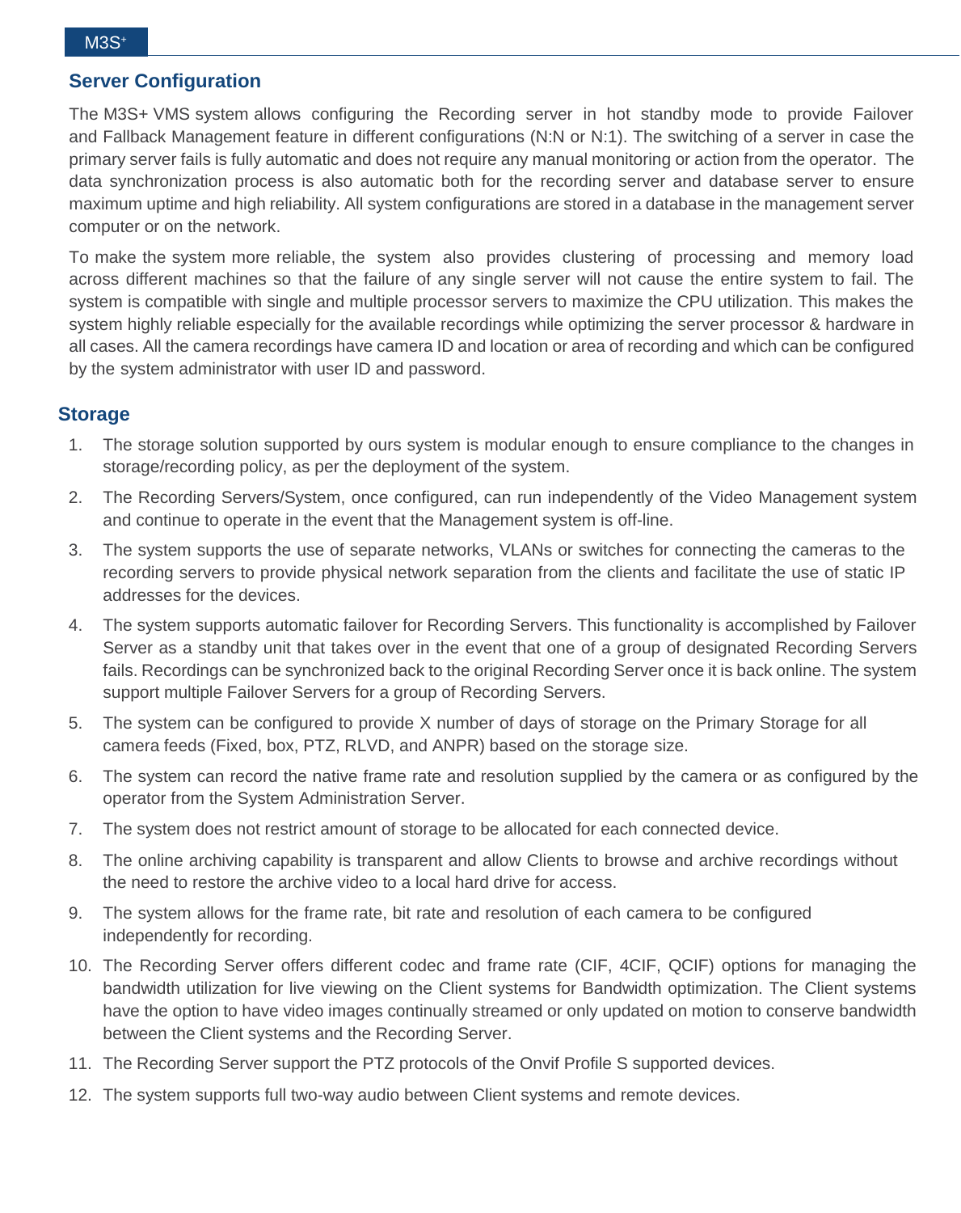## Server Configuration

The M3S+ VMS system allows configuring the Recording server in hot standby mode to provide Failover and Fallback Management feature in different configurations (N:N or N:1). The switching of a server in case the primary server fails is fully automatic and does not require any manual monitoring or action from the operator. The data synchronization process is also automatic both for the recording server and database server to ensure maximum uptime and high reliability. All system configurations are stored in a database in the management server computer or on the network.

To make the system more reliable, the system also provides clustering of processing and memory load across different machines so that the failure of any single server will not cause the entire system to fail. The system is compatible with single and multiple processor servers to maximize the CPU utilization. This makes the system highly reliable especially for the available recordings while optimizing the server processor & hardware in all cases. All the camera recordings have camera ID and location or area of recording and which can be configured by the system administrator with user ID and password.

## Storage

1. The storage solution supported by ours system is modular enough to ensure compliance to the changes in storage/recording policy, as per the deployment of the system.
2. The Recording Servers/System, once configured, can run independently of the Video Management system and continue to operate in the event that the Management system is off-line.
3. The system supports the use of separate networks, VLANs or switches for connecting the cameras to the recording servers to provide physical network separation from the clients and facilitate the use of static IP addresses for the devices.
4. The system supports automatic failover for Recording Servers. This functionality is accomplished by Failover Server as a standby unit that takes over in the event that one of a group of designated Recording Servers fails. Recordings can be synchronized back to the original Recording Server once it is back online. The system support multiple Failover Servers for a group of Recording Servers.
5. The system can be configured to provide X number of days of storage on the Primary Storage for all camera feeds (Fixed, box, PTZ, RLVD, and ANPR) based on the storage size.
6. The system can record the native frame rate and resolution supplied by the camera or as configured by the operator from the System Administration Server.
7. The system does not restrict amount of storage to be allocated for each connected device.
8. The online archiving capability is transparent and allow Clients to browse and archive recordings without the need to restore the archive video to a local hard drive for access.
9. The system allows for the frame rate, bit rate and resolution of each camera to be configured independently for recording.
10. The Recording Server offers different codec and frame rate (CIF, 4CIF, QCIF) options for managing the bandwidth utilization for live viewing on the Client systems for Bandwidth optimization. The Client systems have the option to have video images continually streamed or only updated on motion to conserve bandwidth between the Client systems and the Recording Server.
11. The Recording Server support the PTZ protocols of the Onvif Profile S supported devices.
12. The system supports full two-way audio between Client systems and remote devices.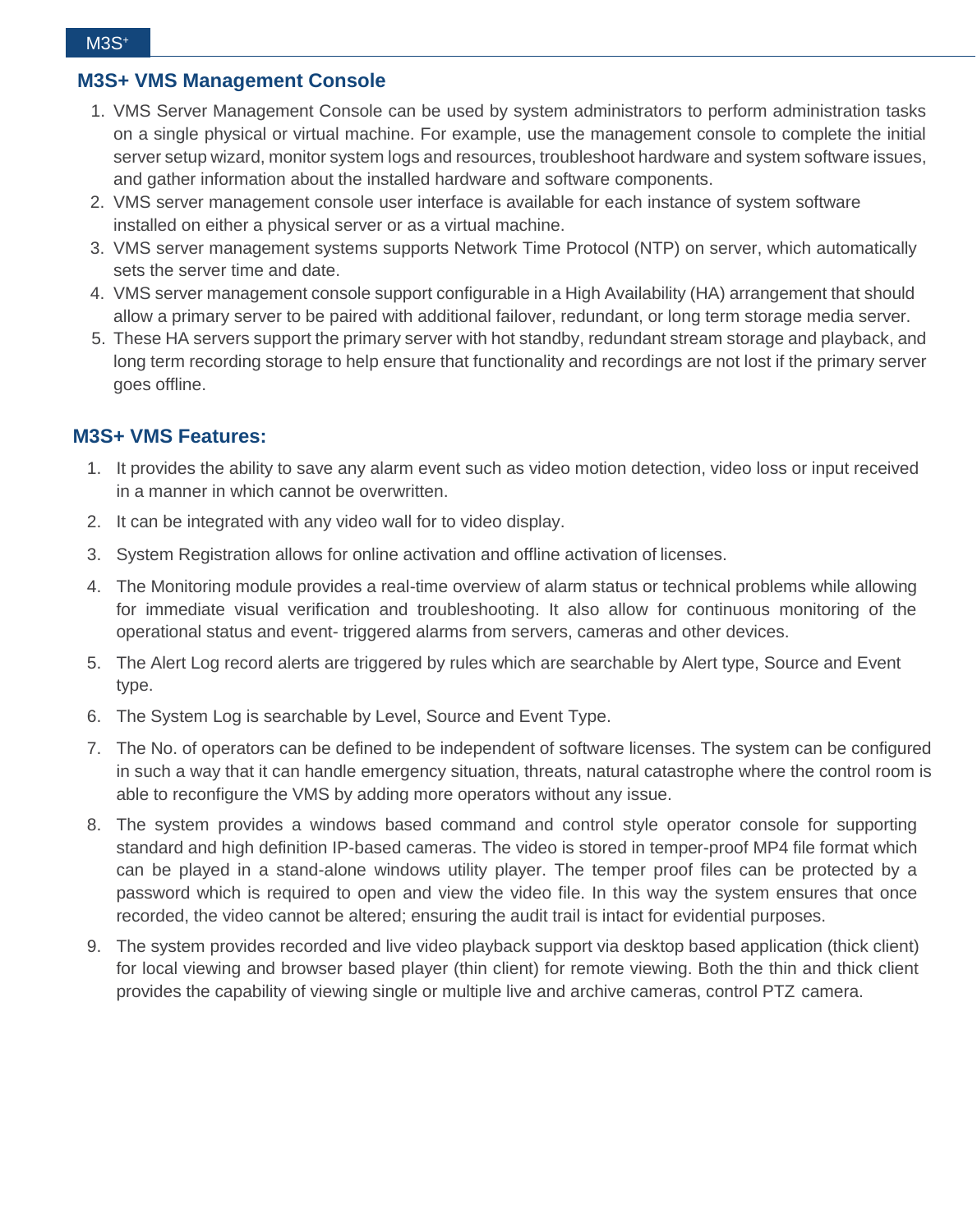## M3S+ VMS Management Console

1. VMS Server Management Console can be used by system administrators to perform administration tasks on a single physical or virtual machine. For example, use the management console to complete the initial server setup wizard, monitor system logs and resources, troubleshoot hardware and system software issues, and gather information about the installed hardware and software components.
2. VMS server management console user interface is available for each instance of system software installed on either a physical server or as a virtual machine.
3. VMS server management systems supports Network Time Protocol (NTP) on server, which automatically sets the server time and date.
4. VMS server management console support configurable in a High Availability (HA) arrangement that should allow a primary server to be paired with additional failover, redundant, or long term storage media server.
5. These HA servers support the primary server with hot standby, redundant stream storage and playback, and long term recording storage to help ensure that functionality and recordings are not lost if the primary server goes offline.

## M3S+ VMS Features:

1. It provides the ability to save any alarm event such as video motion detection, video loss or input received in a manner in which cannot be overwritten.
2. It can be integrated with any video wall for to video display.
3. System Registration allows for online activation and offline activation of licenses.
4. The Monitoring module provides a real-time overview of alarm status or technical problems while allowing for immediate visual verification and troubleshooting. It also allow for continuous monitoring of the operational status and event- triggered alarms from servers, cameras and other devices.
5. The Alert Log record alerts are triggered by rules which are searchable by Alert type, Source and Event type.
6. The System Log is searchable by Level, Source and Event Type.
7. The No. of operators can be defined to be independent of software licenses. The system can be configured in such a way that it can handle emergency situation, threats, natural catastrophe where the control room is able to reconfigure the VMS by adding more operators without any issue.
8. The system provides a windows based command and control style operator console for supporting standard and high definition IP-based cameras. The video is stored in temper-proof MP4 file format which can be played in a stand-alone windows utility player. The temper proof files can be protected by a password which is required to open and view the video file. In this way the system ensures that once recorded, the video cannot be altered; ensuring the audit trail is intact for evidential purposes.
9. The system provides recorded and live video playback support via desktop based application (thick client) for local viewing and browser based player (thin client) for remote viewing. Both the thin and thick client provides the capability of viewing single or multiple live and archive cameras, control PTZ camera.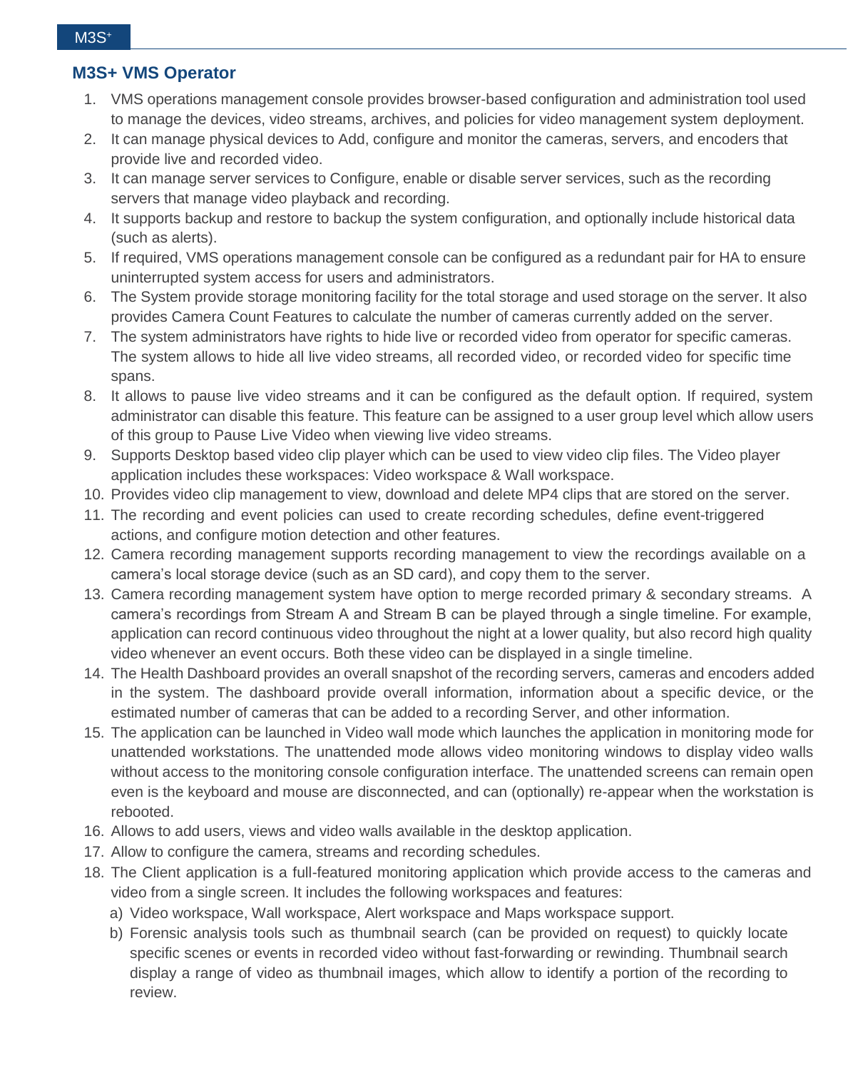## M3S+ VMS Operator

1. VMS operations management console provides browser-based configuration and administration tool used to manage the devices, video streams, archives, and policies for video management system deployment.
2. It can manage physical devices to Add, configure and monitor the cameras, servers, and encoders that provide live and recorded video.
3. It can manage server services to Configure, enable or disable server services, such as the recording servers that manage video playback and recording.
4. It supports backup and restore to backup the system configuration, and optionally include historical data (such as alerts).
5. If required, VMS operations management console can be configured as a redundant pair for HA to ensure uninterrupted system access for users and administrators.
6. The System provide storage monitoring facility for the total storage and used storage on the server. It also provides Camera Count Features to calculate the number of cameras currently added on the server.
7. The system administrators have rights to hide live or recorded video from operator for specific cameras. The system allows to hide all live video streams, all recorded video, or recorded video for specific time spans.
8. It allows to pause live video streams and it can be configured as the default option. If required, system administrator can disable this feature. This feature can be assigned to a user group level which allow users of this group to Pause Live Video when viewing live video streams.
9. Supports Desktop based video clip player which can be used to view video clip files. The Video player application includes these workspaces: Video workspace & Wall workspace.
10. Provides video clip management to view, download and delete MP4 clips that are stored on the server.
11. The recording and event policies can used to create recording schedules, define event-triggered actions, and configure motion detection and other features.
12. Camera recording management supports recording management to view the recordings available on a camera's local storage device (such as an SD card), and copy them to the server.
13. Camera recording management system have option to merge recorded primary & secondary streams. A camera's recordings from Stream A and Stream B can be played through a single timeline. For example, application can record continuous video throughout the night at a lower quality, but also record high quality video whenever an event occurs. Both these video can be displayed in a single timeline.
14. The Health Dashboard provides an overall snapshot of the recording servers, cameras and encoders added in the system. The dashboard provide overall information, information about a specific device, or the estimated number of cameras that can be added to a recording Server, and other information.
15. The application can be launched in Video wall mode which launches the application in monitoring mode for unattended workstations. The unattended mode allows video monitoring windows to display video walls without access to the monitoring console configuration interface. The unattended screens can remain open even is the keyboard and mouse are disconnected, and can (optionally) re-appear when the workstation is rebooted.
16. Allows to add users, views and video walls available in the desktop application.
17. Allow to configure the camera, streams and recording schedules.
18. The Client application is a full-featured monitoring application which provide access to the cameras and video from a single screen. It includes the following workspaces and features:
    a) Video workspace, Wall workspace, Alert workspace and Maps workspace support.
    b) Forensic analysis tools such as thumbnail search (can be provided on request) to quickly locate specific scenes or events in recorded video without fast-forwarding or rewinding. Thumbnail search display a range of video as thumbnail images, which allow to identify a portion of the recording to review.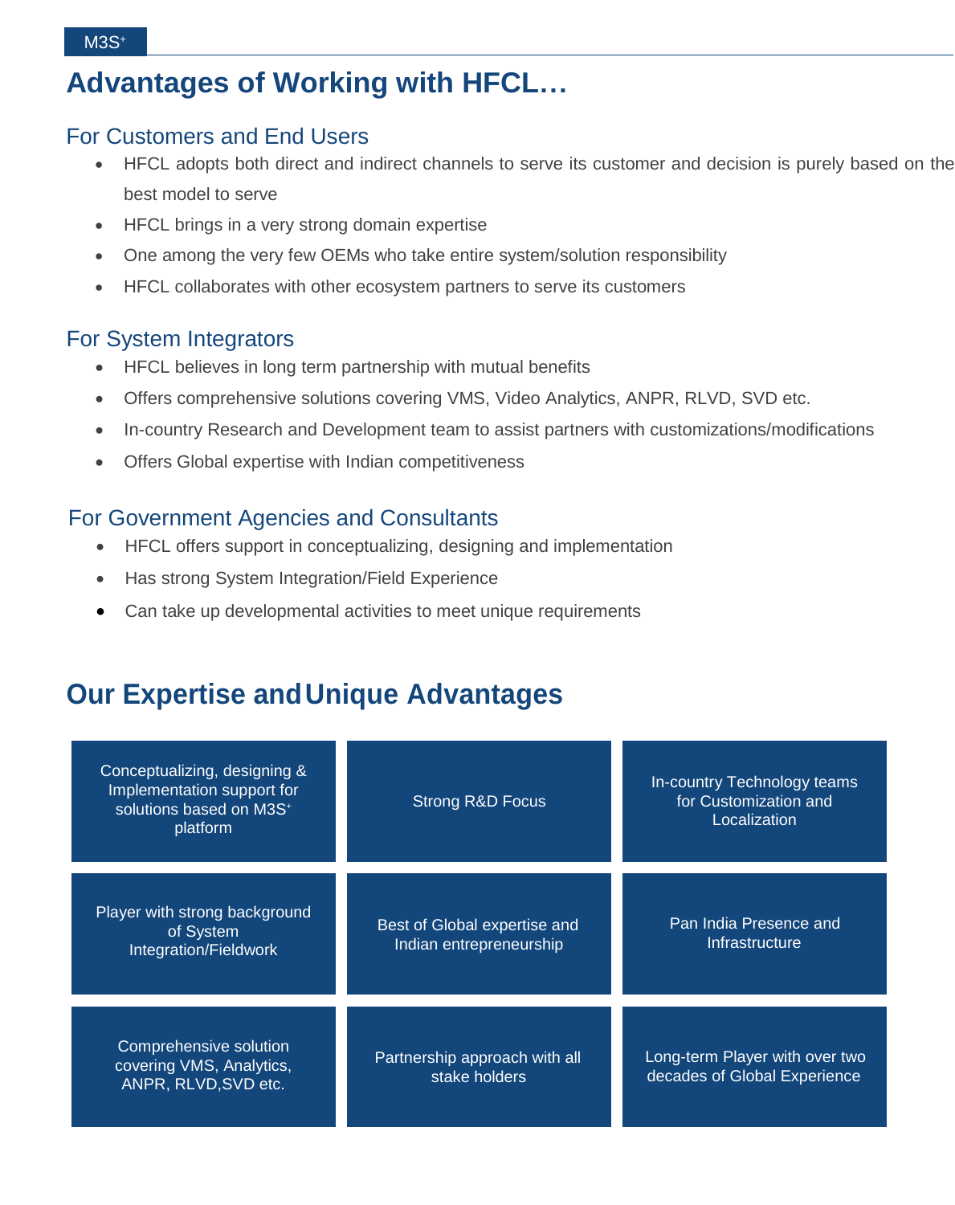# Advantages of Working with HFCL…

## For Customers and End Users

- HFCL adopts both direct and indirect channels to serve its customer and decision is purely based on the best model to serve
- HFCL brings in a very strong domain expertise
- One among the very few OEMs who take entire system/solution responsibility
- HFCL collaborates with other ecosystem partners to serve its customers

## For System Integrators

- HFCL believes in long term partnership with mutual benefits
- Offers comprehensive solutions covering VMS, Video Analytics, ANPR, RLVD, SVD etc.
- In-country Research and Development team to assist partners with customizations/modifications
- Offers Global expertise with Indian competitiveness

## For Government Agencies and Consultants

- HFCL offers support in conceptualizing, designing and implementation
- Has strong System Integration/Field Experience
- Can take up developmental activities to meet unique requirements

# Our Expertise and Unique Advantages

| | | |
|---|---|---|
| Conceptualizing, designing & Implementation support for solutions based on M3S⁺ platform | Strong R&D Focus | In-country Technology teams for Customization and Localization |
| Player with strong background of System Integration/Fieldwork | Best of Global expertise and Indian entrepreneurship | Pan India Presence and Infrastructure |
| Comprehensive solution covering VMS, Analytics, ANPR, RLVD,SVD etc. | Partnership approach with all stake holders | Long-term Player with over two decades of Global Experience |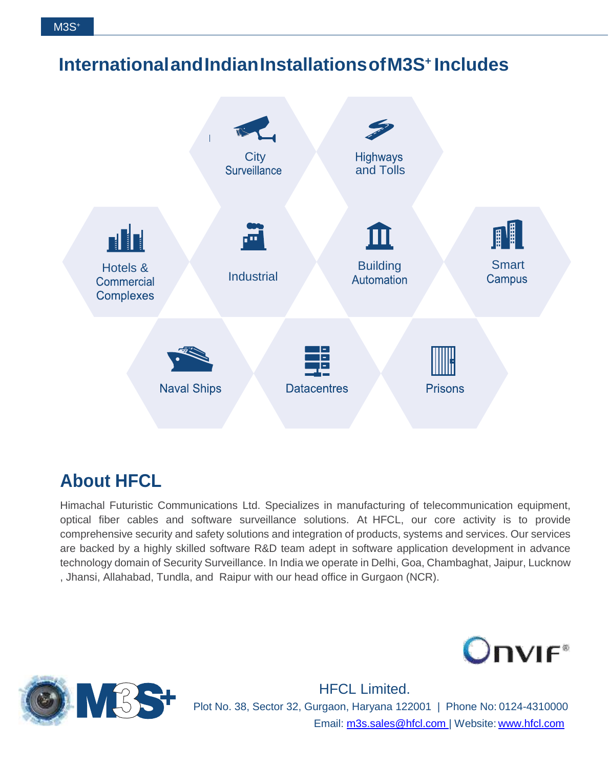## International and Indian Installations of M3S+ Includes

City Surveillance

Highways and Tolls

Hotels & Commercial Complexes

Industrial

Building Automation

Smart Campus

Naval Ships

Datacentres

Prisons

## About HFCL

Himachal Futuristic Communications Ltd. Specializes in manufacturing of telecommunication equipment, optical fiber cables and software surveillance solutions. At HFCL, our core activity is to provide comprehensive security and safety solutions and integration of products, systems and services. Our services are backed by a highly skilled software R&D team adept in software application development in advance technology domain of Security Surveillance. In India we operate in Delhi, Goa, Chambaghat, Jaipur, Lucknow , Jhansi, Allahabad, Tundla, and Raipur with our head office in Gurgaon (NCR).

HFCL Limited.

Plot No. 38, Sector 32, Gurgaon, Haryana 122001 | Phone No: 0124-4310000

Email: m3s.sales@hfcl.com | Website: www.hfcl.com